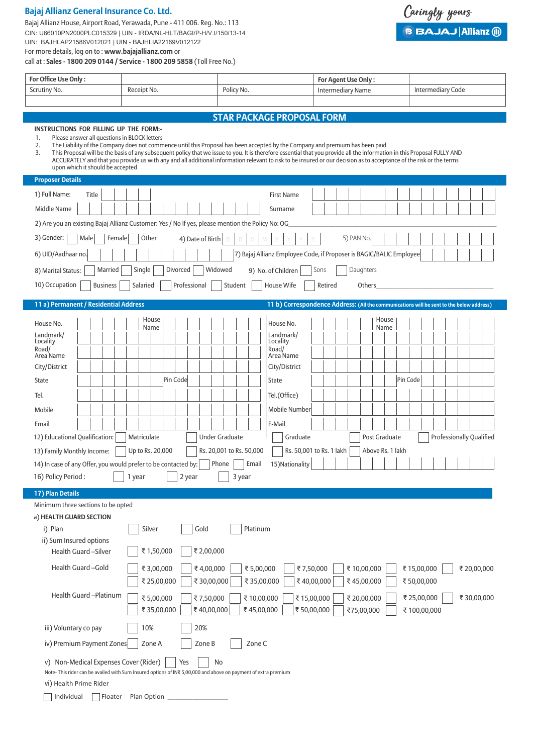## Bajaj Allianz General Insurance Co. Ltd.

Bajaj Allianz House, Airport Road, Yerawada, Pune - 411 006. Reg. No.: 113
CIN: U66010PN2000PLC015329 | UIN - IRDA/NL-HLT/BAGI/P-H/V.I/150/13-14
UIN: BAJHLAP21586V012021 | UIN - BAJHLIA22169V012122
For more details, log on to : **www.bajajallianz.com** or
call at : **Sales - 1800 209 0144 / Service - 1800 209 5858** (Toll Free No.)

Caringly yours
BAJAJ | Allianz

| **For Office Use Only :** | | | **For Agent Use Only :** | |
|---|---|---|---|---|
| Scrutiny No. | Receipt No. | Policy No. | Intermediary Name | Intermediary Code |
| | | | | |

# STAR PACKAGE PROPOSAL FORM

**INSTRUCTIONS FOR FILLING UP THE FORM:-**

1. Please answer all questions in BLOCK letters
2. The Liability of the Company does not commence until this Proposal has been accepted by the Company and premium has been paid
3. This Proposal will be the basis of any subsequent policy that we issue to you. It is therefore essential that you provide all the information in this Proposal FULLY AND ACCURATELY and that you provide us with any and all additional information relevant to risk to be insured or our decision as to acceptance of the risk or the terms upon which it should be accepted

## Proposer Details

1) Full Name: Title ____ First Name ____
Middle Name ____ Surname ____

2) Are you an existing Bajaj Allianz Customer: Yes / No If yes, please mention the Policy No: OG____

3) Gender: ☐ Male ☐ Female ☐ Other  4) Date of Birth D D M M Y Y Y Y  5) PAN No. ____

6) UID/Aadhaar no. ____  7) Bajaj Allianz Employee Code, if Proposer is BAGIC/BALIC Employee ____

8) Marital Status: ☐ Married ☐ Single ☐ Divorced ☐ Widowed  9) No. of Children ☐ Sons ☐ Daughters

10) Occupation ☐ Business ☐ Salaried ☐ Professional ☐ Student ☐ House Wife ☐ Retired  Others____

| **11 a) Permanent / Residential Address** | **11 b) Correspondence Address:** (All the communications will be sent to the below address) |
|---|---|
| House No. ____ House Name ____ | House No. ____ House Name ____ |
| Landmark/ Locality ____ | Landmark/ Locality ____ |
| Road/ Area Name ____ | Road/ Area Name ____ |
| City/District ____ | City/District ____ |
| State ____ Pin Code ____ | State ____ Pin Code ____ |
| Tel. ____ | Tel.(Office) ____ |
| Mobile ____ | Mobile Number ____ |
| Email ____ | E-Mail ____ |

12) Educational Qualification: ☐ Matriculate ☐ Under Graduate ☐ Graduate ☐ Post Graduate ☐ Professionally Qualified

13) Family Monthly Income: ☐ Up to Rs. 20,000 ☐ Rs. 20,001 to Rs. 50,000 ☐ Rs. 50,001 to Rs. 1 lakh ☐ Above Rs. 1 lakh

14) In case of any Offer, you would prefer to be contacted by: ☐ Phone ☐ Email  15)Nationality ____

16) Policy Period : ☐ 1 year ☐ 2 year ☐ 3 year

## 17) Plan Details

Minimum three sections to be opted

a) **HEALTH GUARD SECTION**

i) Plan ☐ Silver ☐ Gold ☐ Platinum

ii) Sum Insured options

Health Guard –Silver ☐ ₹ 1,50,000 ☐ ₹ 2,00,000

Health Guard –Gold ☐ ₹ 3,00,000 ☐ ₹ 4,00,000 ☐ ₹ 5,00,000 ☐ ₹ 7,50,000 ☐ ₹ 10,00,000 ☐ ₹ 15,00,000 ☐ ₹ 20,00,000 ☐ ₹ 25,00,000 ☐ ₹ 30,00,000 ☐ ₹ 35,00,000 ☐ ₹ 40,00,000 ☐ ₹ 45,00,000 ☐ ₹ 50,00,000

Health Guard –Platinum ☐ ₹ 5,00,000 ☐ ₹ 7,50,000 ☐ ₹ 10,00,000 ☐ ₹ 15,00,000 ☐ ₹ 20,00,000 ☐ ₹ 25,00,000 ☐ ₹ 30,00,000 ☐ ₹ 35,00,000 ☐ ₹ 40,00,000 ☐ ₹ 45,00,000 ☐ ₹ 50,00,000 ☐ ₹75,00,000 ☐ ₹ 100,00,000

iii) Voluntary co pay ☐ 10% ☐ 20%

iv) Premium Payment Zones ☐ Zone A ☐ Zone B ☐ Zone C

v) Non-Medical Expenses Cover (Rider) ☐ Yes ☐ No

Note- This rider can be availed with Sum Insured options of INR 5,00,000 and above on payment of extra premium

vi) Health Prime Rider

☐ Individual ☐ Floater Plan Option ________________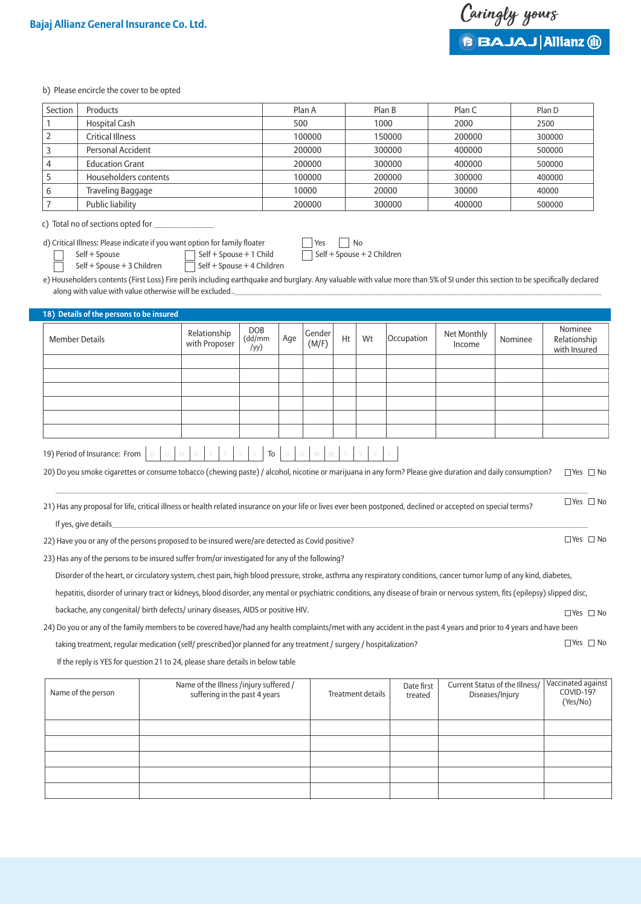b) Please encircle the cover to be opted

| Section | Products | Plan A | Plan B | Plan C | Plan D |
|---|---|---|---|---|---|
| 1 | Hospital Cash | 500 | 1000 | 2000 | 2500 |
| 2 | Critical Illness | 100000 | 150000 | 200000 | 300000 |
| 3 | Personal Accident | 200000 | 300000 | 400000 | 500000 |
| 4 | Education Grant | 200000 | 300000 | 400000 | 500000 |
| 5 | Householders contents | 100000 | 200000 | 300000 | 400000 |
| 6 | Traveling Baggage | 10000 | 20000 | 30000 | 40000 |
| 7 | Public liability | 200000 | 300000 | 400000 | 500000 |

c) Total no of sections opted for _______________

d) Critical Illness: Please indicate if you want option for family floater ☐ Yes ☐ No

☐ Self + Spouse ☐ Self + Spouse + 1 Child ☐ Self + Spouse + 2 Children

☐ Self + Spouse + 3 Children ☐ Self + Spouse + 4 Children

e) Householders contents (First Loss) Fire perils including earthquake and burglary. Any valuable with value more than 5% of SI under this section to be specifically declared along with value with value otherwise will be excluded. _______________

## 18) Details of the persons to be insured

| Member Details | Relationship with Proposer | DOB (dd/mm/yy) | Age | Gender (M/F) | Ht | Wt | Occupation | Net Monthly Income | Nominee | Nominee Relationship with Insured |
|---|---|---|---|---|---|---|---|---|---|---|
| | | | | | | | | | | |
| | | | | | | | | | | |
| | | | | | | | | | | |
| | | | | | | | | | | |
| | | | | | | | | | | |
| | | | | | | | | | | |

19) Period of Insurance: From D D M M Y Y Y Y To D D M M Y Y Y Y

20) Do you smoke cigarettes or consume tobacco (chewing paste) / alcohol, nicotine or marijuana in any form? Please give duration and daily consumption? ☐ Yes ☐ No

_______________

21) Has any proposal for life, critical illness or health related insurance on your life or lives ever been postponed, declined or accepted on special terms? ☐ Yes ☐ No

If yes, give details _______________

22) Have you or any of the persons proposed to be insured were/are detected as Covid positive? ☐ Yes ☐ No

23) Has any of the persons to be insured suffer from/or investigated for any of the following?

Disorder of the heart, or circulatory system, chest pain, high blood pressure, stroke, asthma any respiratory conditions, cancer tumor lump of any kind, diabetes, hepatitis, disorder of urinary tract or kidneys, blood disorder, any mental or psychiatric conditions, any disease of brain or nervous system, fits (epilepsy) slipped disc, backache, any congenital/ birth defects/ urinary diseases, AIDS or positive HIV. ☐ Yes ☐ No

24) Do you or any of the family members to be covered have/had any health complaints/met with any accident in the past 4 years and prior to 4 years and have been taking treatment, regular medication (self/ prescribed)or planned for any treatment / surgery / hospitalization? ☐ Yes ☐ No

If the reply is YES for question 21 to 24, please share details in below table

| Name of the person | Name of the Illness /injury suffered / suffering in the past 4 years | Treatment details | Date first treated | Current Status of the Illness/ Diseases/Injury | Vaccinated against COVID-19? (Yes/No) |
|---|---|---|---|---|---|
| | | | | | |
| | | | | | |
| | | | | | |
| | | | | | |
| | | | | | |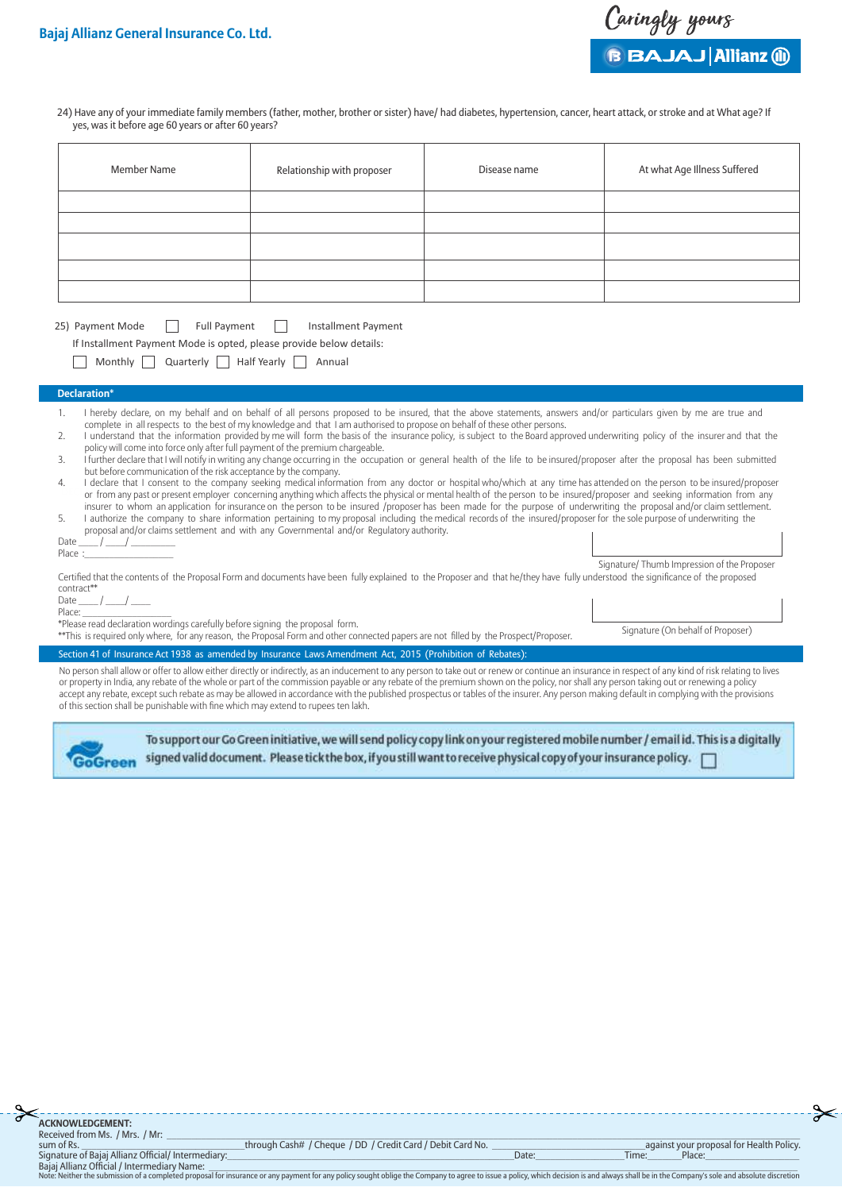24) Have any of your immediate family members (father, mother, brother or sister) have/ had diabetes, hypertension, cancer, heart attack, or stroke and at What age? If yes, was it before age 60 years or after 60 years?

| Member Name | Relationship with proposer | Disease name | At what Age Illness Suffered |
|---|---|---|---|
| | | | |
| | | | |
| | | | |
| | | | |
| | | | |

25) Payment Mode ☐ Full Payment ☐ Installment Payment

If Installment Payment Mode is opted, please provide below details:

☐ Monthly ☐ Quarterly ☐ Half Yearly ☐ Annual

## Declaration*

1. I hereby declare, on my behalf and on behalf of all persons proposed to be insured, that the above statements, answers and/or particulars given by me are true and complete in all respects to the best of my knowledge and that I am authorised to propose on behalf of these other persons.
2. I understand that the information provided by me will form the basis of the insurance policy, is subject to the Board approved underwriting policy of the insurer and that the policy will come into force only after full payment of the premium chargeable.
3. I further declare that I will notify in writing any change occurring in the occupation or general health of the life to be insured/proposer after the proposal has been submitted but before communication of the risk acceptance by the company.
4. I declare that I consent to the company seeking medical information from any doctor or hospital who/which at any time has attended on the person to be insured/proposer or from any past or present employer concerning anything which affects the physical or mental health of the person to be insured/proposer and seeking information from any insurer to whom an application for insurance on the person to be insured /proposer has been made for the purpose of underwriting the proposal and/or claim settlement.
5. I authorize the company to share information pertaining to my proposal including the medical records of the insured/proposer for the sole purpose of underwriting the proposal and/or claims settlement and with any Governmental and/or Regulatory authority.

Date ____/ ____/ ________

Place :__________________

Signature/ Thumb Impression of the Proposer

Certified that the contents of the Proposal Form and documents have been fully explained to the Proposer and that he/they have fully understood the significance of the proposed contract**

Date ____/ ____/ ____

Place: __________________

Signature (On behalf of Proposer)

*Please read declaration wordings carefully before signing the proposal form.

**This is required only where, for any reason, the Proposal Form and other connected papers are not filled by the Prospect/Proposer.

## Section 41 of Insurance Act 1938 as amended by Insurance Laws Amendment Act, 2015 (Prohibition of Rebates):

No person shall allow or offer to allow either directly or indirectly, as an inducement to any person to take out or renew or continue an insurance in respect of any kind of risk relating to lives or property in India, any rebate of the whole or part of the commission payable or any rebate of the premium shown on the policy, nor shall any person taking out or renewing a policy accept any rebate, except such rebate as may be allowed in accordance with the published prospectus or tables of the insurer. Any person making default in complying with the provisions of this section shall be punishable with fine which may extend to rupees ten lakh.

GoGreen

**To support our Go Green initiative, we will send policy copy link on your registered mobile number / email id. This is a digitally signed valid document. Please tick the box, if you still want to receive physical copy of your insurance policy.** ☐

**ACKNOWLEDGEMENT:**

Received from Ms. / Mrs. / Mr: ____________________

sum of Rs. ____________________ through Cash# / Cheque / DD / Credit Card / Debit Card No. ____________________ against your proposal for Health Policy.

Signature of Bajaj Allianz Official/ Intermediary: ____________________ Date: ____________ Time: ______ Place: ____________

Bajaj Allianz Official / Intermediary Name: ____________________

Note: Neither the submission of a completed proposal for insurance or any payment for any policy sought oblige the Company to agree to issue a policy, which decision is and always shall be in the Company's sole and absolute discretion